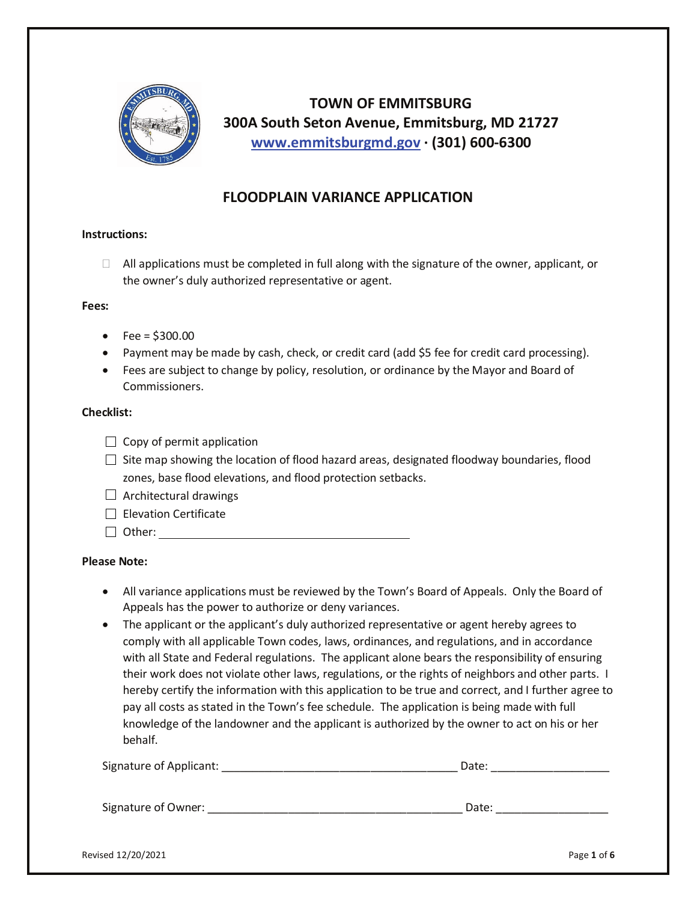# TOWN OF EMMITSBURG

**300A South Seton Avenue, Emmitsburg, MD 21727**

**[www.emmitsburgmd.gov](http://www.emmitsburgmd.gov) · (301) 600-6300**

## FLOODPLAIN VARIANCE APPLICATION

**Instructions:**

- All applications must be completed in full along with the signature of the owner, applicant, or the owner's duly authorized representative or agent.

**Fees:**

- Fee = $300.00
- Payment may be made by cash, check, or credit card (add $5 fee for credit card processing).
- Fees are subject to change by policy, resolution, or ordinance by the Mayor and Board of Commissioners.

**Checklist:**

- ☐ Copy of permit application
- ☐ Site map showing the location of flood hazard areas, designated floodway boundaries, flood zones, base flood elevations, and flood protection setbacks.
- ☐ Architectural drawings
- ☐ Elevation Certificate
- ☐ Other: ________________________________________

**Please Note:**

- All variance applications must be reviewed by the Town's Board of Appeals. Only the Board of Appeals has the power to authorize or deny variances.
- The applicant or the applicant's duly authorized representative or agent hereby agrees to comply with all applicable Town codes, laws, ordinances, and regulations, and in accordance with all State and Federal regulations. The applicant alone bears the responsibility of ensuring their work does not violate other laws, regulations, or the rights of neighbors and other parts. I hereby certify the information with this application to be true and correct, and I further agree to pay all costs as stated in the Town's fee schedule. The application is being made with full knowledge of the landowner and the applicant is authorized by the owner to act on his or her behalf.

Signature of Applicant: ______________________________________ Date: ___________________

Signature of Owner: ________________________________________ Date: __________________

Revised 12/20/2021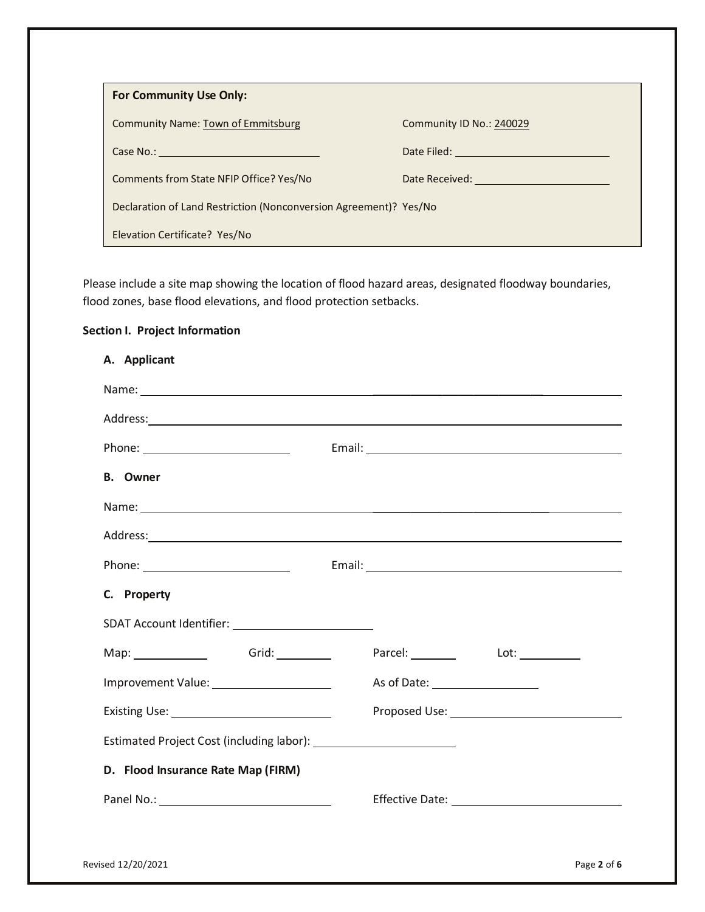**For Community Use Only:**

Community Name: Town of Emmitsburg

Community ID No.: 240029

Case No.: ______________________

Date Filed: ______________________

Comments from State NFIP Office? Yes/No

Date Received: ______________________

Declaration of Land Restriction (Nonconversion Agreement)? Yes/No

Elevation Certificate? Yes/No

Please include a site map showing the location of flood hazard areas, designated floodway boundaries, flood zones, base flood elevations, and flood protection setbacks.

**Section I. Project Information**

**A. Applicant**

Name: ______________________________________________

Address: ______________________________________________

Phone: ______________________ Email: ______________________

**B. Owner**

Name: ______________________________________________

Address: ______________________________________________

Phone: ______________________ Email: ______________________

**C. Property**

SDAT Account Identifier: ______________________

Map: __________ Grid: __________ Parcel: __________ Lot: __________

Improvement Value: ______________________ As of Date: ______________________

Existing Use: ______________________ Proposed Use: ______________________

Estimated Project Cost (including labor): ______________________

**D. Flood Insurance Rate Map (FIRM)**

Panel No.: ______________________ Effective Date: ______________________

Revised 12/20/2021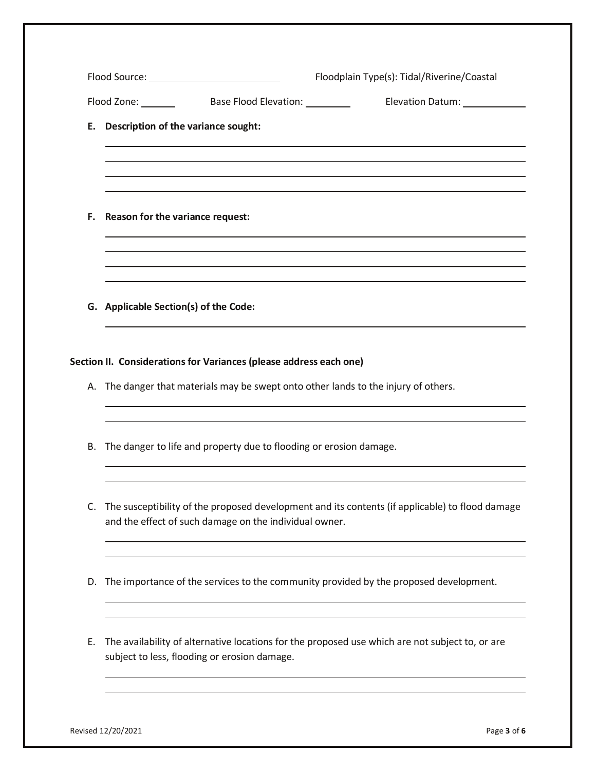Flood Source: ______________________ Floodplain Type(s): Tidal/Riverine/Coastal

Flood Zone: ______ Base Flood Elevation: ________ Elevation Datum: ___________

**E. Description of the variance sought:**

______________________________________________________________________

______________________________________________________________________

______________________________________________________________________

______________________________________________________________________

**F. Reason for the variance request:**

______________________________________________________________________

______________________________________________________________________

______________________________________________________________________

______________________________________________________________________

**G. Applicable Section(s) of the Code:**

______________________________________________________________________

**Section II. Considerations for Variances (please address each one)**

A. The danger that materials may be swept onto other lands to the injury of others.

______________________________________________________________________

______________________________________________________________________

B. The danger to life and property due to flooding or erosion damage.

______________________________________________________________________

______________________________________________________________________

C. The susceptibility of the proposed development and its contents (if applicable) to flood damage and the effect of such damage on the individual owner.

______________________________________________________________________

______________________________________________________________________

D. The importance of the services to the community provided by the proposed development.

______________________________________________________________________

______________________________________________________________________

E. The availability of alternative locations for the proposed use which are not subject to, or are subject to less, flooding or erosion damage.

______________________________________________________________________

______________________________________________________________________

Revised 12/20/2021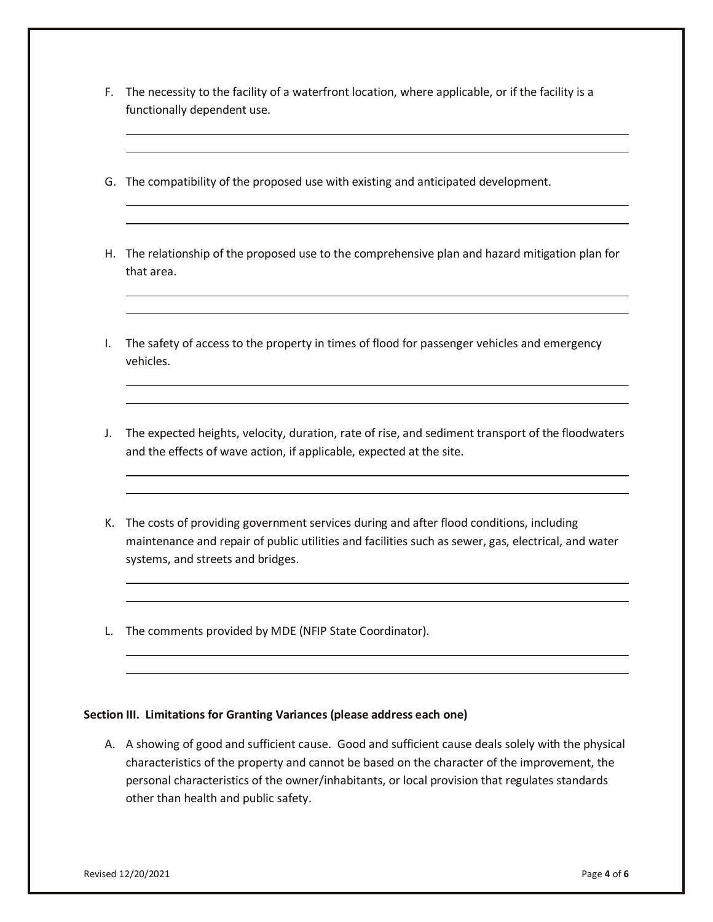F. The necessity to the facility of a waterfront location, where applicable, or if the facility is a functionally dependent use.

G. The compatibility of the proposed use with existing and anticipated development.

H. The relationship of the proposed use to the comprehensive plan and hazard mitigation plan for that area.

I. The safety of access to the property in times of flood for passenger vehicles and emergency vehicles.

J. The expected heights, velocity, duration, rate of rise, and sediment transport of the floodwaters and the effects of wave action, if applicable, expected at the site.

K. The costs of providing government services during and after flood conditions, including maintenance and repair of public utilities and facilities such as sewer, gas, electrical, and water systems, and streets and bridges.

L. The comments provided by MDE (NFIP State Coordinator).

**Section III. Limitations for Granting Variances (please address each one)**

A. A showing of good and sufficient cause. Good and sufficient cause deals solely with the physical characteristics of the property and cannot be based on the character of the improvement, the personal characteristics of the owner/inhabitants, or local provision that regulates standards other than health and public safety.

Revised 12/20/2021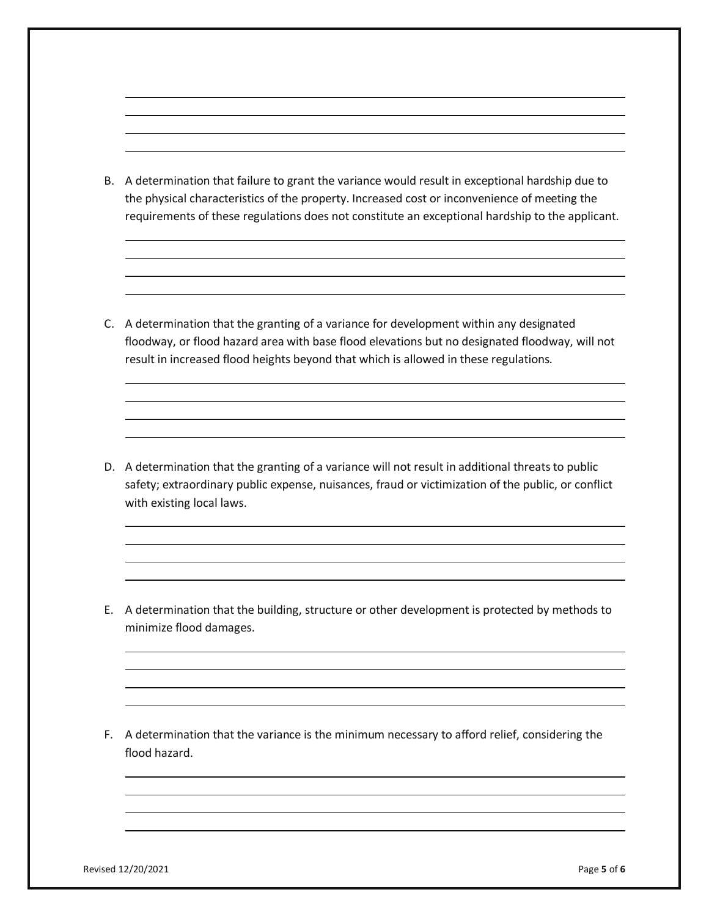B. A determination that failure to grant the variance would result in exceptional hardship due to the physical characteristics of the property. Increased cost or inconvenience of meeting the requirements of these regulations does not constitute an exceptional hardship to the applicant.

C. A determination that the granting of a variance for development within any designated floodway, or flood hazard area with base flood elevations but no designated floodway, will not result in increased flood heights beyond that which is allowed in these regulations.

D. A determination that the granting of a variance will not result in additional threats to public safety; extraordinary public expense, nuisances, fraud or victimization of the public, or conflict with existing local laws.

E. A determination that the building, structure or other development is protected by methods to minimize flood damages.

F. A determination that the variance is the minimum necessary to afford relief, considering the flood hazard.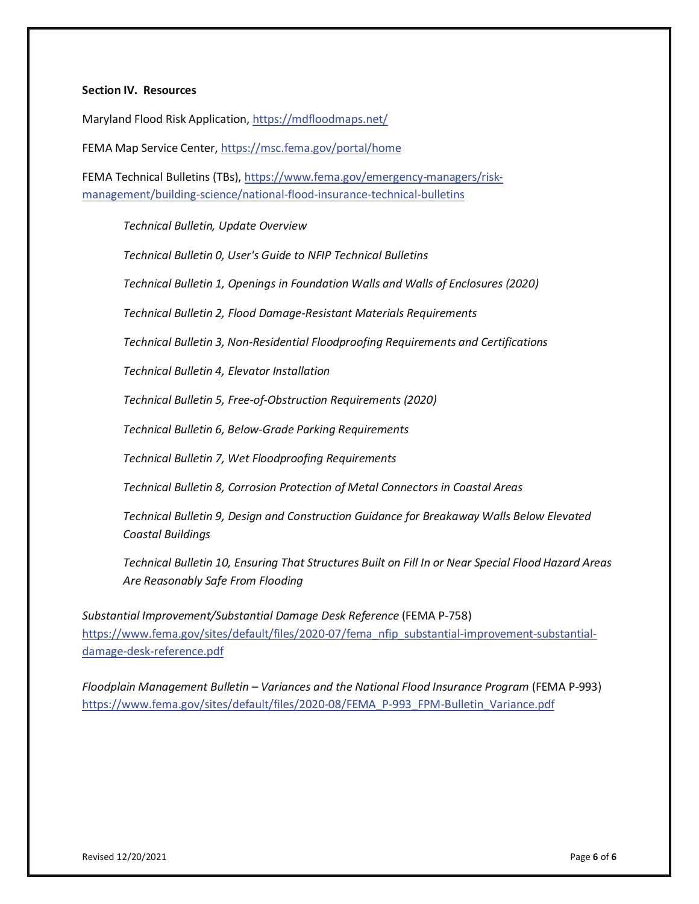**Section IV. Resources**

Maryland Flood Risk Application, https://mdfloodmaps.net/

FEMA Map Service Center, https://msc.fema.gov/portal/home

FEMA Technical Bulletins (TBs), https://www.fema.gov/emergency-managers/risk-management/building-science/national-flood-insurance-technical-bulletins

*Technical Bulletin, Update Overview*

*Technical Bulletin 0, User's Guide to NFIP Technical Bulletins*

*Technical Bulletin 1, Openings in Foundation Walls and Walls of Enclosures (2020)*

*Technical Bulletin 2, Flood Damage-Resistant Materials Requirements*

*Technical Bulletin 3, Non-Residential Floodproofing Requirements and Certifications*

*Technical Bulletin 4, Elevator Installation*

*Technical Bulletin 5, Free-of-Obstruction Requirements (2020)*

*Technical Bulletin 6, Below-Grade Parking Requirements*

*Technical Bulletin 7, Wet Floodproofing Requirements*

*Technical Bulletin 8, Corrosion Protection of Metal Connectors in Coastal Areas*

*Technical Bulletin 9, Design and Construction Guidance for Breakaway Walls Below Elevated Coastal Buildings*

*Technical Bulletin 10, Ensuring That Structures Built on Fill In or Near Special Flood Hazard Areas Are Reasonably Safe From Flooding*

*Substantial Improvement/Substantial Damage Desk Reference* (FEMA P-758) https://www.fema.gov/sites/default/files/2020-07/fema_nfip_substantial-improvement-substantial-damage-desk-reference.pdf

*Floodplain Management Bulletin – Variances and the National Flood Insurance Program* (FEMA P-993) https://www.fema.gov/sites/default/files/2020-08/FEMA_P-993_FPM-Bulletin_Variance.pdf

Revised 12/20/2021